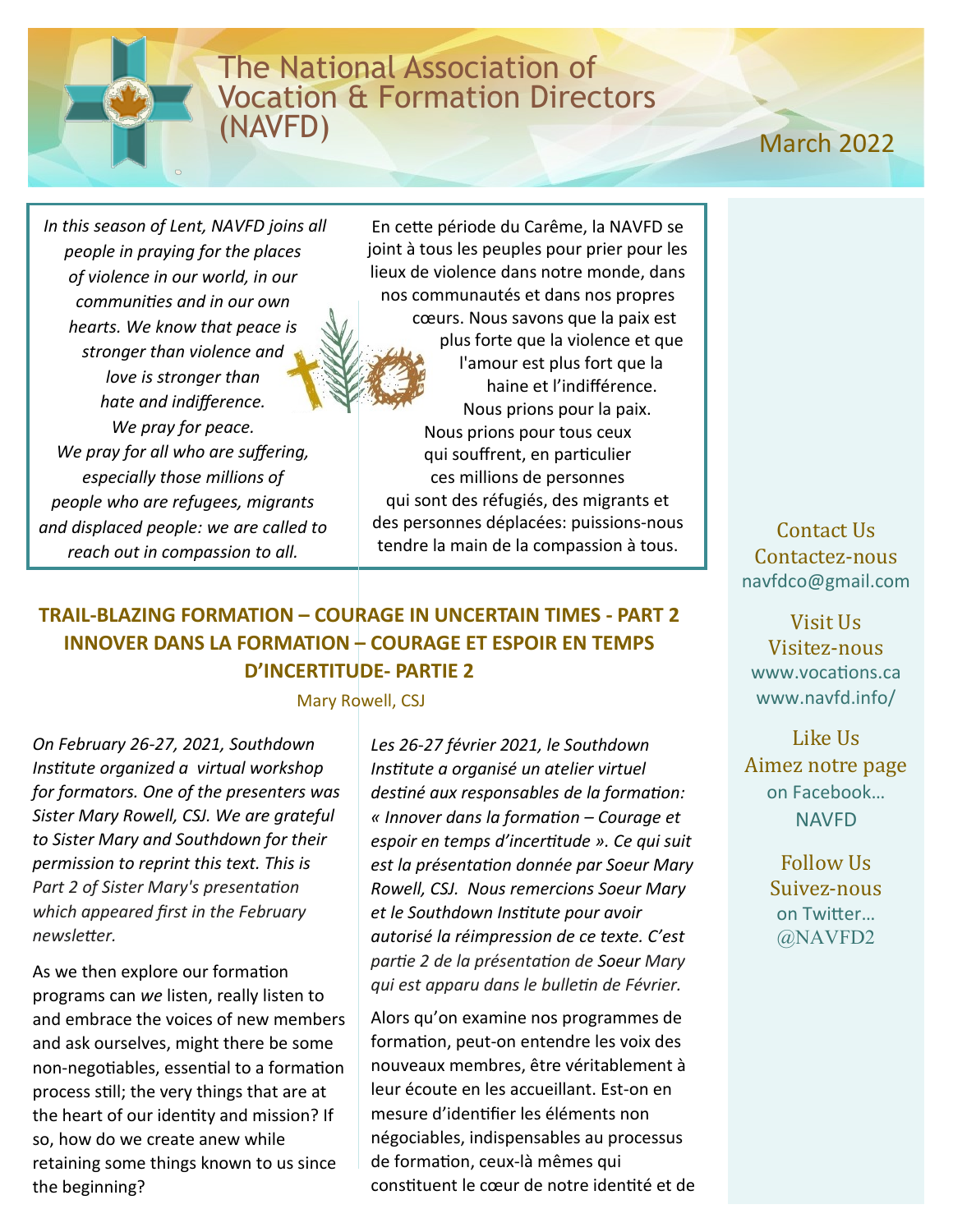# The National Association of Vocation & Formation Directors (NAVFD)

March 2022

*In this season of Lent, NAVFD joins all people in praying for the places of violence in our world, in our communities and in our own hearts. We know that peace is stronger than violence and love is stronger than hate and indifference. We pray for peace. We pray for all who are suffering, especially those millions of people who are refugees, migrants and displaced people: we are called to reach out in compassion to all.*

En cette période du Carême, la NAVFD se joint à tous les peuples pour prier pour les lieux de violence dans notre monde, dans nos communautés et dans nos propres cœurs. Nous savons que la paix est plus forte que la violence et que l'amour est plus fort que la haine et l'indifférence. Nous prions pour la paix. Nous prions pour tous ceux qui souffrent, en particulier ces millions de personnes qui sont des réfugiés, des migrants et des personnes déplacées: puissions-nous tendre la main de la compassion à tous.

## TRAIL-BLAZING FORMATION – COURAGE IN UNCERTAIN TIMES - PART 2
## INNOVER DANS LA FORMATION – COURAGE ET ESPOIR EN TEMPS D'INCERTITUDE- PARTIE 2

Mary Rowell, CSJ

*On February 26-27, 2021, Southdown Institute organized a virtual workshop for formators. One of the presenters was Sister Mary Rowell, CSJ. We are grateful to Sister Mary and Southdown for their permission to reprint this text. This is Part 2 of Sister Mary's presentation which appeared first in the February newsletter.*

As we then explore our formation programs can *we* listen, really listen to and embrace the voices of new members and ask ourselves, might there be some non-negotiables, essential to a formation process still; the very things that are at the heart of our identity and mission? If so, how do we create anew while retaining some things known to us since the beginning?

*Les 26-27 février 2021, le Southdown Institute a organisé un atelier virtuel destiné aux responsables de la formation: « Innover dans la formation – Courage et espoir en temps d'incertitude ». Ce qui suit est la présentation donnée par Soeur Mary Rowell, CSJ. Nous remercions Soeur Mary et le Southdown Institute pour avoir autorisé la réimpression de ce texte. C'est partie 2 de la présentation de Soeur Mary qui est apparu dans le bulletin de Février.*

Alors qu'on examine nos programmes de formation, peut-on entendre les voix des nouveaux membres, être véritablement à leur écoute en les accueillant. Est-on en mesure d'identifier les éléments non négociables, indispensables au processus de formation, ceux-là mêmes qui constituent le cœur de notre identité et de

Contact Us
Contactez-nous
navfdco@gmail.com

Visit Us
Visitez-nous
www.vocations.ca
www.navfd.info/

Like Us
Aimez notre page
on Facebook…
NAVFD

Follow Us
Suivez-nous
on Twitter…
@NAVFD2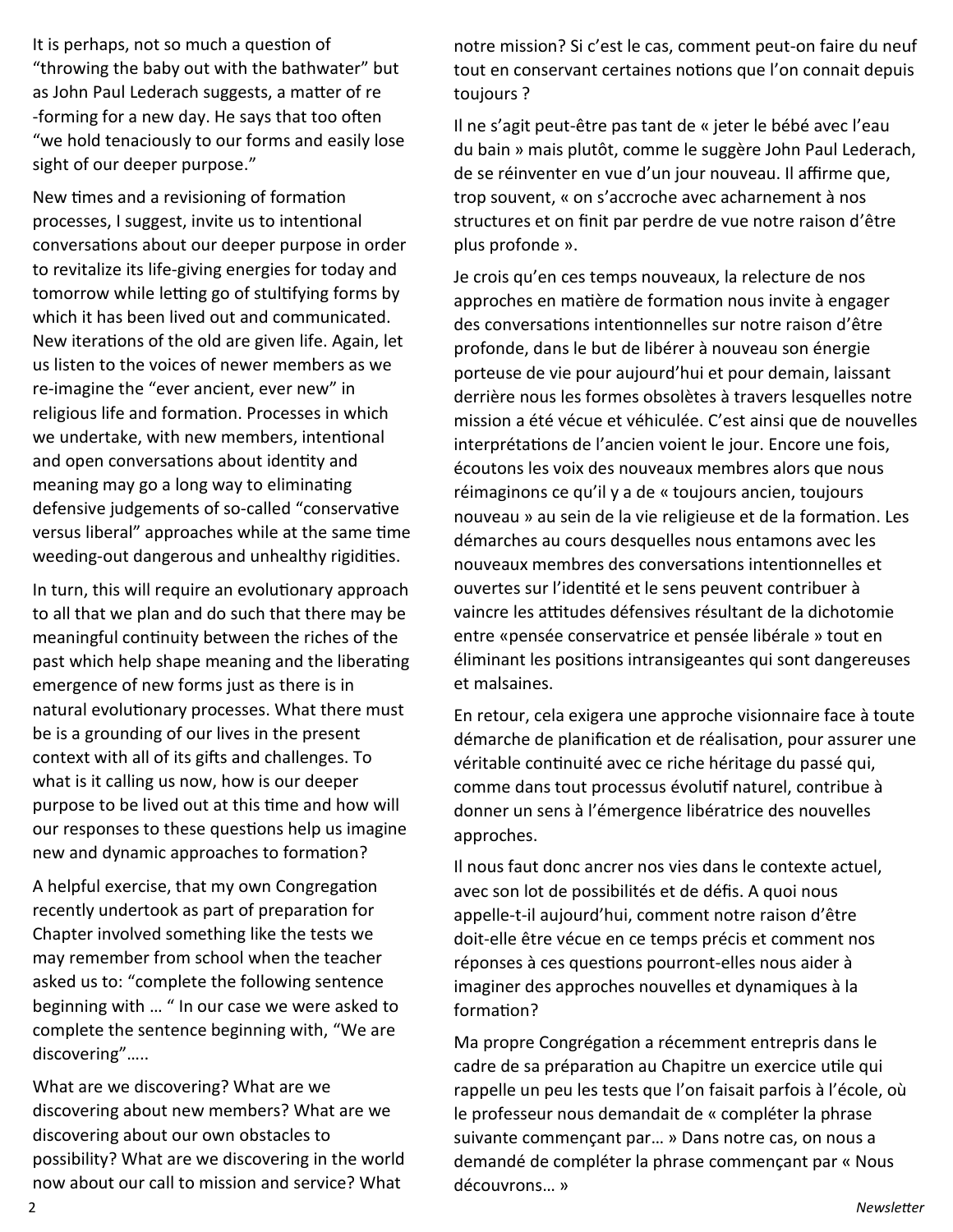It is perhaps, not so much a question of "throwing the baby out with the bathwater" but as John Paul Lederach suggests, a matter of re-forming for a new day. He says that too often "we hold tenaciously to our forms and easily lose sight of our deeper purpose."

New times and a revisioning of formation processes, I suggest, invite us to intentional conversations about our deeper purpose in order to revitalize its life-giving energies for today and tomorrow while letting go of stultifying forms by which it has been lived out and communicated. New iterations of the old are given life. Again, let us listen to the voices of newer members as we re-imagine the "ever ancient, ever new" in religious life and formation. Processes in which we undertake, with new members, intentional and open conversations about identity and meaning may go a long way to eliminating defensive judgements of so-called "conservative versus liberal" approaches while at the same time weeding-out dangerous and unhealthy rigidities.

In turn, this will require an evolutionary approach to all that we plan and do such that there may be meaningful continuity between the riches of the past which help shape meaning and the liberating emergence of new forms just as there is in natural evolutionary processes. What there must be is a grounding of our lives in the present context with all of its gifts and challenges. To what is it calling us now, how is our deeper purpose to be lived out at this time and how will our responses to these questions help us imagine new and dynamic approaches to formation?

A helpful exercise, that my own Congregation recently undertook as part of preparation for Chapter involved something like the tests we may remember from school when the teacher asked us to: "complete the following sentence beginning with … " In our case we were asked to complete the sentence beginning with, "We are discovering"…..

What are we discovering? What are we discovering about new members? What are we discovering about our own obstacles to possibility? What are we discovering in the world now about our call to mission and service? What notre mission? Si c'est le cas, comment peut-on faire du neuf tout en conservant certaines notions que l'on connait depuis toujours ?

Il ne s'agit peut-être pas tant de « jeter le bébé avec l'eau du bain » mais plutôt, comme le suggère John Paul Lederach, de se réinventer en vue d'un jour nouveau. Il affirme que, trop souvent, « on s'accroche avec acharnement à nos structures et on finit par perdre de vue notre raison d'être plus profonde ».

Je crois qu'en ces temps nouveaux, la relecture de nos approches en matière de formation nous invite à engager des conversations intentionnelles sur notre raison d'être profonde, dans le but de libérer à nouveau son énergie porteuse de vie pour aujourd'hui et pour demain, laissant derrière nous les formes obsolètes à travers lesquelles notre mission a été vécue et véhiculée. C'est ainsi que de nouvelles interprétations de l'ancien voient le jour. Encore une fois, écoutons les voix des nouveaux membres alors que nous réimaginons ce qu'il y a de « toujours ancien, toujours nouveau » au sein de la vie religieuse et de la formation. Les démarches au cours desquelles nous entamons avec les nouveaux membres des conversations intentionnelles et ouvertes sur l'identité et le sens peuvent contribuer à vaincre les attitudes défensives résultant de la dichotomie entre «pensée conservatrice et pensée libérale » tout en éliminant les positions intransigeantes qui sont dangereuses et malsaines.

En retour, cela exigera une approche visionnaire face à toute démarche de planification et de réalisation, pour assurer une véritable continuité avec ce riche héritage du passé qui, comme dans tout processus évolutif naturel, contribue à donner un sens à l'émergence libératrice des nouvelles approches.

Il nous faut donc ancrer nos vies dans le contexte actuel, avec son lot de possibilités et de défis. A quoi nous appelle-t-il aujourd'hui, comment notre raison d'être doit-elle être vécue en ce temps précis et comment nos réponses à ces questions pourront-elles nous aider à imaginer des approches nouvelles et dynamiques à la formation?

Ma propre Congrégation a récemment entrepris dans le cadre de sa préparation au Chapitre un exercice utile qui rappelle un peu les tests que l'on faisait parfois à l'école, où le professeur nous demandait de « compléter la phrase suivante commençant par… » Dans notre cas, on nous a demandé de compléter la phrase commençant par « Nous découvrons… »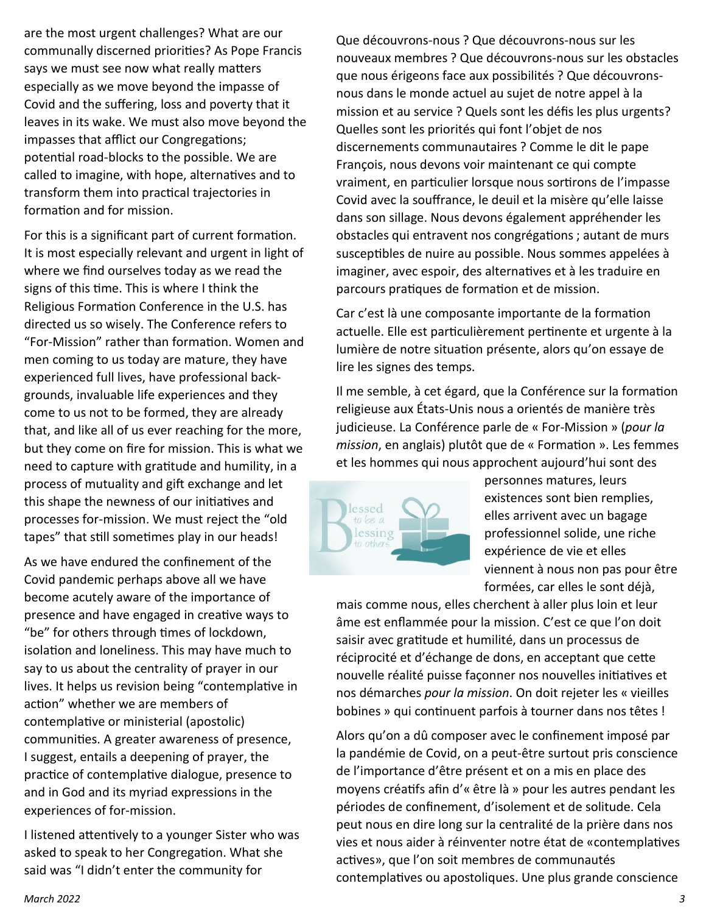are the most urgent challenges? What are our communally discerned priorities? As Pope Francis says we must see now what really matters especially as we move beyond the impasse of Covid and the suffering, loss and poverty that it leaves in its wake. We must also move beyond the impasses that afflict our Congregations; potential road-blocks to the possible. We are called to imagine, with hope, alternatives and to transform them into practical trajectories in formation and for mission.

For this is a significant part of current formation. It is most especially relevant and urgent in light of where we find ourselves today as we read the signs of this time. This is where I think the Religious Formation Conference in the U.S. has directed us so wisely. The Conference refers to "For-Mission" rather than formation. Women and men coming to us today are mature, they have experienced full lives, have professional backgrounds, invaluable life experiences and they come to us not to be formed, they are already that, and like all of us ever reaching for the more, but they come on fire for mission. This is what we need to capture with gratitude and humility, in a process of mutuality and gift exchange and let this shape the newness of our initiatives and processes for-mission. We must reject the "old tapes" that still sometimes play in our heads!

As we have endured the confinement of the Covid pandemic perhaps above all we have become acutely aware of the importance of presence and have engaged in creative ways to "be" for others through times of lockdown, isolation and loneliness. This may have much to say to us about the centrality of prayer in our lives. It helps us revision being "contemplative in action" whether we are members of contemplative or ministerial (apostolic) communities. A greater awareness of presence, I suggest, entails a deepening of prayer, the practice of contemplative dialogue, presence to and in God and its myriad expressions in the experiences of for-mission.

I listened attentively to a younger Sister who was asked to speak to her Congregation. What she said was "I didn't enter the community for

Que découvrons-nous ? Que découvrons-nous sur les nouveaux membres ? Que découvrons-nous sur les obstacles que nous érigeons face aux possibilités ? Que découvrons-nous dans le monde actuel au sujet de notre appel à la mission et au service ? Quels sont les défis les plus urgents? Quelles sont les priorités qui font l'objet de nos discernements communautaires ? Comme le dit le pape François, nous devons voir maintenant ce qui compte vraiment, en particulier lorsque nous sortirons de l'impasse Covid avec la souffrance, le deuil et la misère qu'elle laisse dans son sillage. Nous devons également appréhender les obstacles qui entravent nos congrégations ; autant de murs susceptibles de nuire au possible. Nous sommes appelées à imaginer, avec espoir, des alternatives et à les traduire en parcours pratiques de formation et de mission.

Car c'est là une composante importante de la formation actuelle. Elle est particulièrement pertinente et urgente à la lumière de notre situation présente, alors qu'on essaye de lire les signes des temps.

Il me semble, à cet égard, que la Conférence sur la formation religieuse aux États-Unis nous a orientés de manière très judicieuse. La Conférence parle de « For-Mission » (*pour la mission*, en anglais) plutôt que de « Formation ». Les femmes et les hommes qui nous approchent aujourd'hui sont des personnes matures, leurs existences sont bien remplies, elles arrivent avec un bagage professionnel solide, une riche expérience de vie et elles viennent à nous non pas pour être formées, car elles le sont déjà, mais comme nous, elles cherchent à aller plus loin et leur âme est enflammée pour la mission. C'est ce que l'on doit saisir avec gratitude et humilité, dans un processus de réciprocité et d'échange de dons, en acceptant que cette nouvelle réalité puisse façonner nos nouvelles initiatives et nos démarches *pour la mission*. On doit rejeter les « vieilles bobines » qui continuent parfois à tourner dans nos têtes !

Alors qu'on a dû composer avec le confinement imposé par la pandémie de Covid, on a peut-être surtout pris conscience de l'importance d'être présent et on a mis en place des moyens créatifs afin d'« être là » pour les autres pendant les périodes de confinement, d'isolement et de solitude. Cela peut nous en dire long sur la centralité de la prière dans nos vies et nous aider à réinventer notre état de «contemplatives actives», que l'on soit membres de communautés contemplatives ou apostoliques. Une plus grande conscience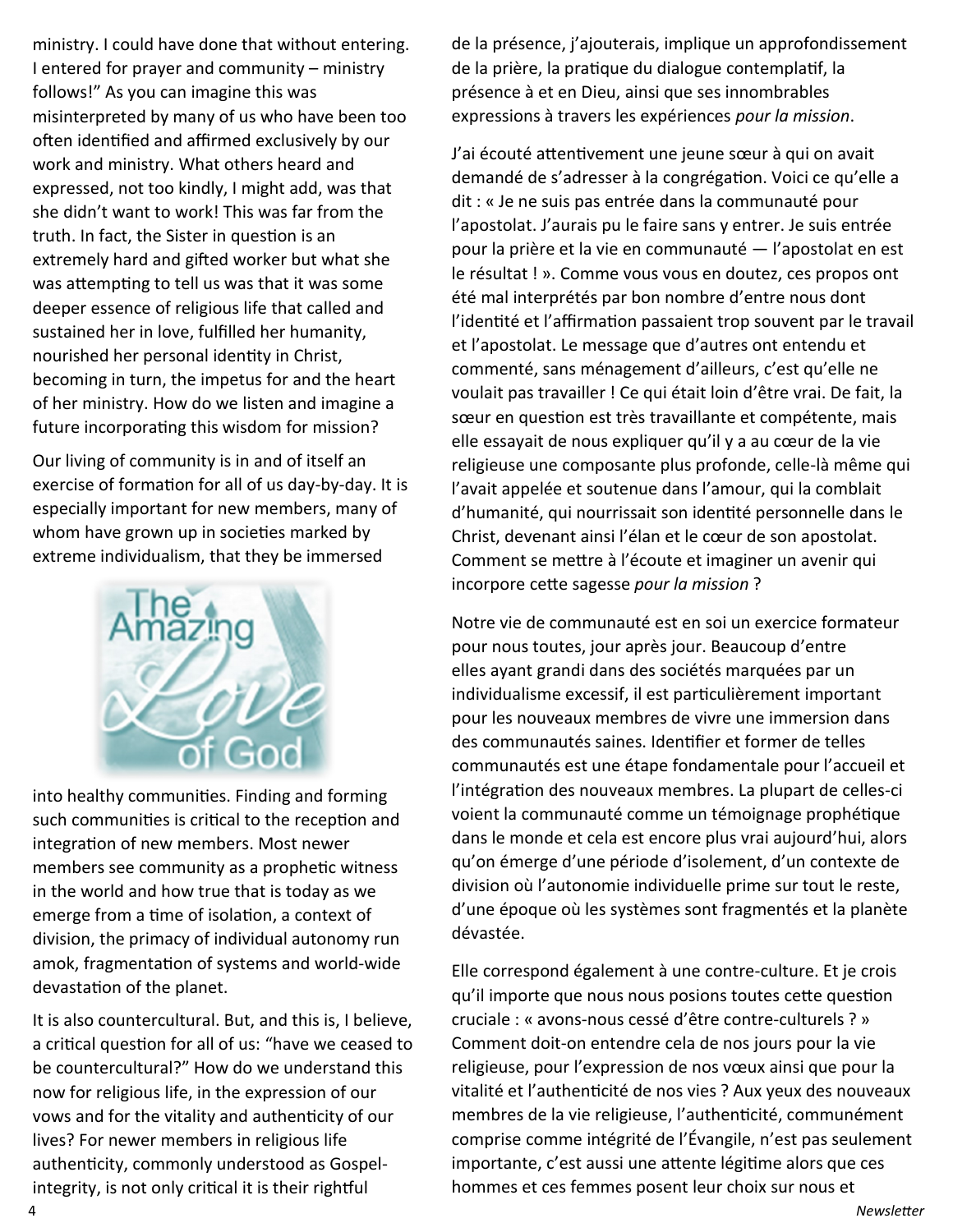ministry. I could have done that without entering. I entered for prayer and community – ministry follows!" As you can imagine this was misinterpreted by many of us who have been too often identified and affirmed exclusively by our work and ministry. What others heard and expressed, not too kindly, I might add, was that she didn't want to work! This was far from the truth. In fact, the Sister in question is an extremely hard and gifted worker but what she was attempting to tell us was that it was some deeper essence of religious life that called and sustained her in love, fulfilled her humanity, nourished her personal identity in Christ, becoming in turn, the impetus for and the heart of her ministry. How do we listen and imagine a future incorporating this wisdom for mission?

Our living of community is in and of itself an exercise of formation for all of us day-by-day. It is especially important for new members, many of whom have grown up in societies marked by extreme individualism, that they be immersed into healthy communities. Finding and forming such communities is critical to the reception and integration of new members. Most newer members see community as a prophetic witness in the world and how true that is today as we emerge from a time of isolation, a context of division, the primacy of individual autonomy run amok, fragmentation of systems and world-wide devastation of the planet.

It is also countercultural. But, and this is, I believe, a critical question for all of us: "have we ceased to be countercultural?" How do we understand this now for religious life, in the expression of our vows and for the vitality and authenticity of our lives? For newer members in religious life authenticity, commonly understood as Gospel-integrity, is not only critical it is their rightful

de la présence, j'ajouterais, implique un approfondissement de la prière, la pratique du dialogue contemplatif, la présence à et en Dieu, ainsi que ses innombrables expressions à travers les expériences *pour la mission*.

J'ai écouté attentivement une jeune sœur à qui on avait demandé de s'adresser à la congrégation. Voici ce qu'elle a dit : « Je ne suis pas entrée dans la communauté pour l'apostolat. J'aurais pu le faire sans y entrer. Je suis entrée pour la prière et la vie en communauté — l'apostolat en est le résultat ! ». Comme vous vous en doutez, ces propos ont été mal interprétés par bon nombre d'entre nous dont l'identité et l'affirmation passaient trop souvent par le travail et l'apostolat. Le message que d'autres ont entendu et commenté, sans ménagement d'ailleurs, c'est qu'elle ne voulait pas travailler ! Ce qui était loin d'être vrai. De fait, la sœur en question est très travaillante et compétente, mais elle essayait de nous expliquer qu'il y a au cœur de la vie religieuse une composante plus profonde, celle-là même qui l'avait appelée et soutenue dans l'amour, qui la comblait d'humanité, qui nourrissait son identité personnelle dans le Christ, devenant ainsi l'élan et le cœur de son apostolat. Comment se mettre à l'écoute et imaginer un avenir qui incorpore cette sagesse *pour la mission* ?

Notre vie de communauté est en soi un exercice formateur pour nous toutes, jour après jour. Beaucoup d'entre elles ayant grandi dans des sociétés marquées par un individualisme excessif, il est particulièrement important pour les nouveaux membres de vivre une immersion dans des communautés saines. Identifier et former de telles communautés est une étape fondamentale pour l'accueil et l'intégration des nouveaux membres. La plupart de celles-ci voient la communauté comme un témoignage prophétique dans le monde et cela est encore plus vrai aujourd'hui, alors qu'on émerge d'une période d'isolement, d'un contexte de division où l'autonomie individuelle prime sur tout le reste, d'une époque où les systèmes sont fragmentés et la planète dévastée.

Elle correspond également à une contre-culture. Et je crois qu'il importe que nous nous posions toutes cette question cruciale : « avons-nous cessé d'être contre-culturels ? » Comment doit-on entendre cela de nos jours pour la vie religieuse, pour l'expression de nos vœux ainsi que pour la vitalité et l'authenticité de nos vies ? Aux yeux des nouveaux membres de la vie religieuse, l'authenticité, communément comprise comme intégrité de l'Évangile, n'est pas seulement importante, c'est aussi une attente légitime alors que ces hommes et ces femmes posent leur choix sur nous et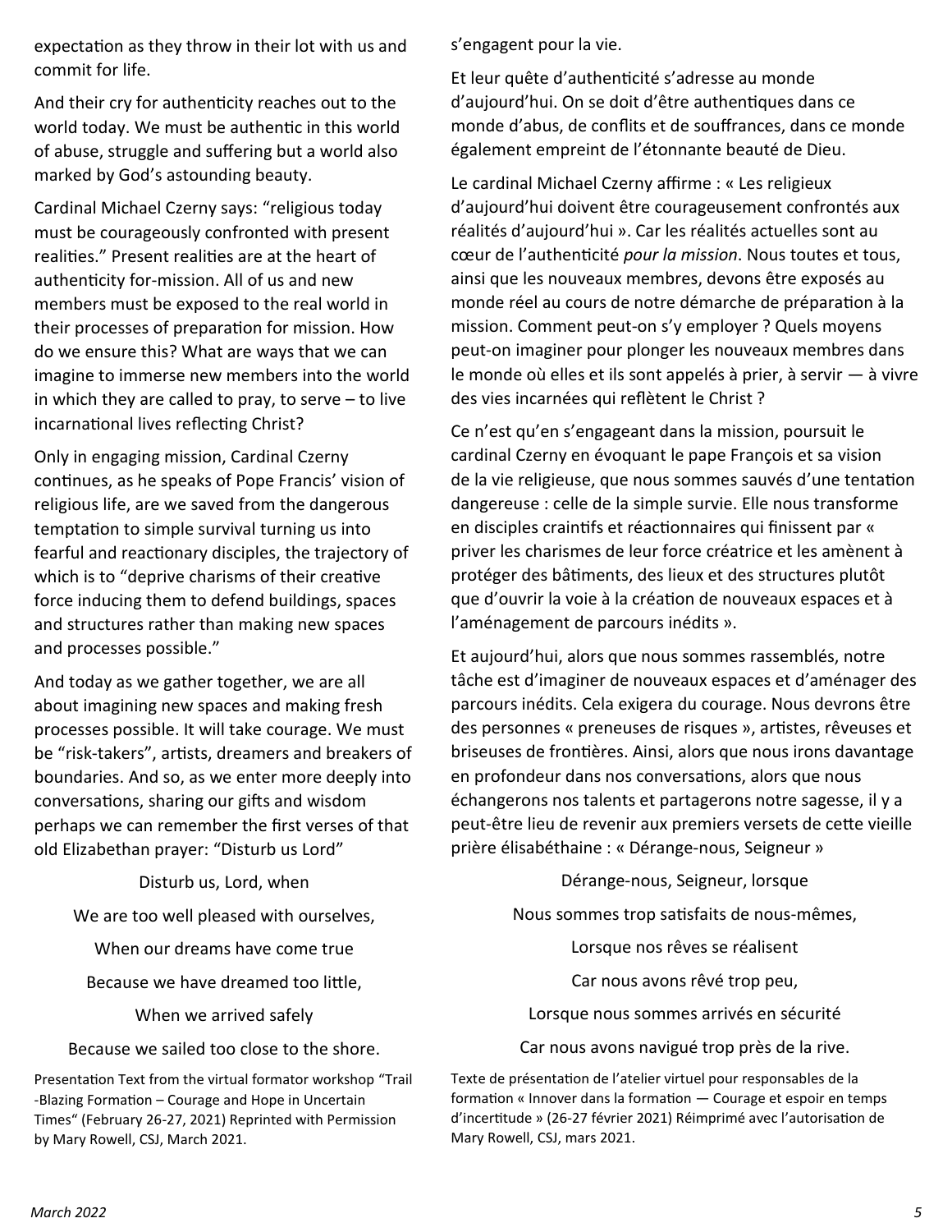expectation as they throw in their lot with us and commit for life.

And their cry for authenticity reaches out to the world today. We must be authentic in this world of abuse, struggle and suffering but a world also marked by God's astounding beauty.

Cardinal Michael Czerny says: "religious today must be courageously confronted with present realities." Present realities are at the heart of authenticity for-mission. All of us and new members must be exposed to the real world in their processes of preparation for mission. How do we ensure this? What are ways that we can imagine to immerse new members into the world in which they are called to pray, to serve – to live incarnational lives reflecting Christ?

Only in engaging mission, Cardinal Czerny continues, as he speaks of Pope Francis' vision of religious life, are we saved from the dangerous temptation to simple survival turning us into fearful and reactionary disciples, the trajectory of which is to "deprive charisms of their creative force inducing them to defend buildings, spaces and structures rather than making new spaces and processes possible."

And today as we gather together, we are all about imagining new spaces and making fresh processes possible. It will take courage. We must be "risk-takers", artists, dreamers and breakers of boundaries. And so, as we enter more deeply into conversations, sharing our gifts and wisdom perhaps we can remember the first verses of that old Elizabethan prayer: "Disturb us Lord"

Disturb us, Lord, when

We are too well pleased with ourselves,

When our dreams have come true

Because we have dreamed too little,

When we arrived safely

Because we sailed too close to the shore.

Presentation Text from the virtual formator workshop "Trail -Blazing Formation – Courage and Hope in Uncertain Times" (February 26-27, 2021) Reprinted with Permission by Mary Rowell, CSJ, March 2021.

s'engagent pour la vie.

Et leur quête d'authenticité s'adresse au monde d'aujourd'hui. On se doit d'être authentiques dans ce monde d'abus, de conflits et de souffrances, dans ce monde également empreint de l'étonnante beauté de Dieu.

Le cardinal Michael Czerny affirme : « Les religieux d'aujourd'hui doivent être courageusement confrontés aux réalités d'aujourd'hui ». Car les réalités actuelles sont au cœur de l'authenticité *pour la mission*. Nous toutes et tous, ainsi que les nouveaux membres, devons être exposés au monde réel au cours de notre démarche de préparation à la mission. Comment peut-on s'y employer ? Quels moyens peut-on imaginer pour plonger les nouveaux membres dans le monde où elles et ils sont appelés à prier, à servir — à vivre des vies incarnées qui reflètent le Christ ?

Ce n'est qu'en s'engageant dans la mission, poursuit le cardinal Czerny en évoquant le pape François et sa vision de la vie religieuse, que nous sommes sauvés d'une tentation dangereuse : celle de la simple survie. Elle nous transforme en disciples craintifs et réactionnaires qui finissent par « priver les charismes de leur force créatrice et les amènent à protéger des bâtiments, des lieux et des structures plutôt que d'ouvrir la voie à la création de nouveaux espaces et à l'aménagement de parcours inédits ».

Et aujourd'hui, alors que nous sommes rassemblés, notre tâche est d'imaginer de nouveaux espaces et d'aménager des parcours inédits. Cela exigera du courage. Nous devrons être des personnes « preneuses de risques », artistes, rêveuses et briseuses de frontières. Ainsi, alors que nous irons davantage en profondeur dans nos conversations, alors que nous échangerons nos talents et partagerons notre sagesse, il y a peut-être lieu de revenir aux premiers versets de cette vieille prière élisabéthaine : « Dérange-nous, Seigneur »

Dérange-nous, Seigneur, lorsque

Nous sommes trop satisfaits de nous-mêmes,

Lorsque nos rêves se réalisent

Car nous avons rêvé trop peu,

Lorsque nous sommes arrivés en sécurité

Car nous avons navigué trop près de la rive.

Texte de présentation de l'atelier virtuel pour responsables de la formation « Innover dans la formation — Courage et espoir en temps d'incertitude » (26-27 février 2021) Réimprimé avec l'autorisation de Mary Rowell, CSJ, mars 2021.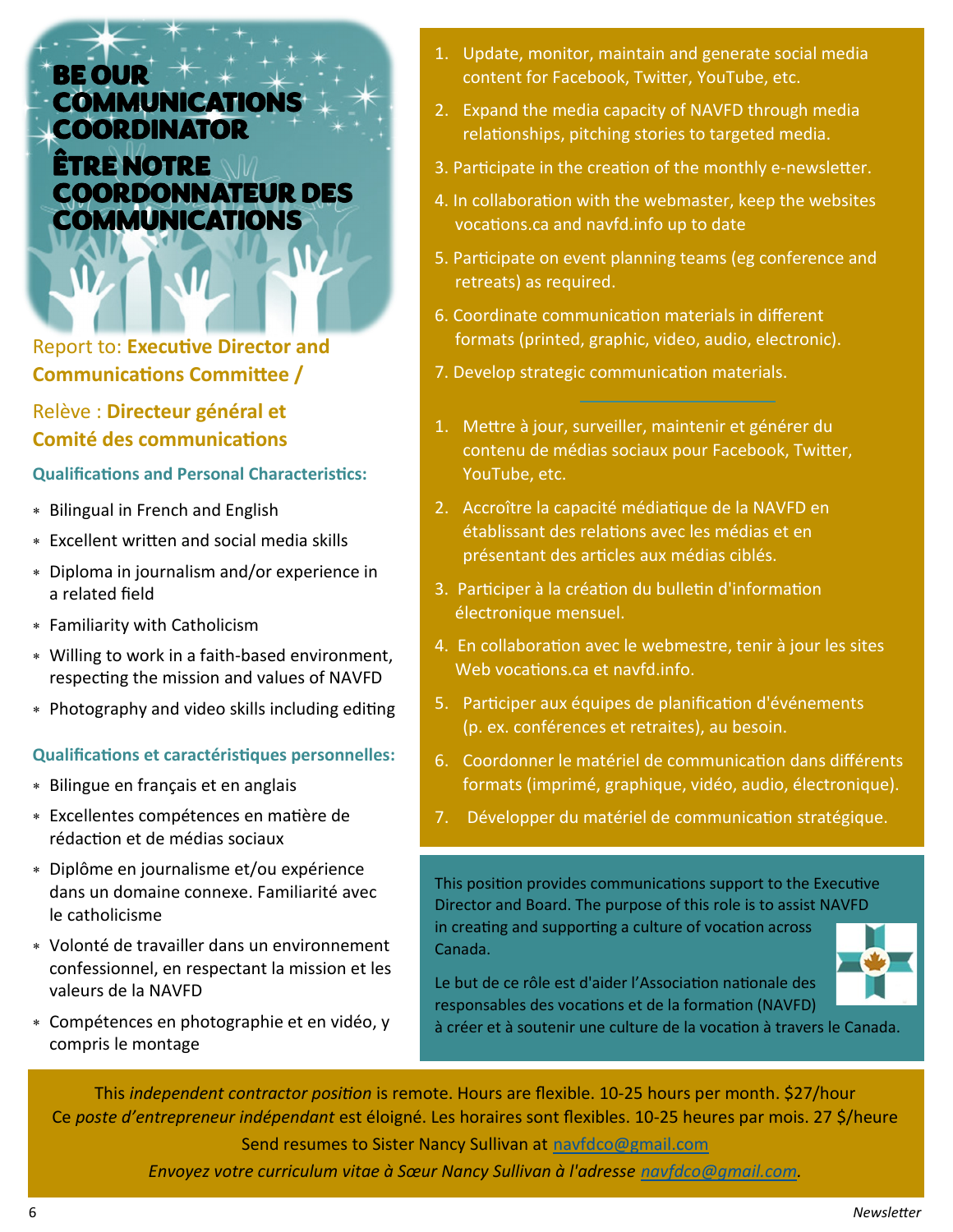# BE OUR COMMUNICATIONS COORDINATOR

# ÊTRE NOTRE COORDONNATEUR DES COMMUNICATIONS

Report to: **Executive Director and Communications Committee /**

Relève : **Directeur général et Comité des communications**

### Qualifications and Personal Characteristics:

- Bilingual in French and English
- Excellent written and social media skills
- Diploma in journalism and/or experience in a related field
- Familiarity with Catholicism
- Willing to work in a faith-based environment, respecting the mission and values of NAVFD
- Photography and video skills including editing

### Qualifications et caractéristiques personnelles:

- Bilingue en français et en anglais
- Excellentes compétences en matière de rédaction et de médias sociaux
- Diplôme en journalisme et/ou expérience dans un domaine connexe. Familiarité avec le catholicisme
- Volonté de travailler dans un environnement confessionnel, en respectant la mission et les valeurs de la NAVFD
- Compétences en photographie et en vidéo, y compris le montage

1. Update, monitor, maintain and generate social media content for Facebook, Twitter, YouTube, etc.
2. Expand the media capacity of NAVFD through media relationships, pitching stories to targeted media.
3. Participate in the creation of the monthly e-newsletter.
4. In collaboration with the webmaster, keep the websites vocations.ca and navfd.info up to date
5. Participate on event planning teams (eg conference and retreats) as required.
6. Coordinate communication materials in different formats (printed, graphic, video, audio, electronic).
7. Develop strategic communication materials.

---

1. Mettre à jour, surveiller, maintenir et générer du contenu de médias sociaux pour Facebook, Twitter, YouTube, etc.
2. Accroître la capacité médiatique de la NAVFD en établissant des relations avec les médias et en présentant des articles aux médias ciblés.
3. Participer à la création du bulletin d'information électronique mensuel.
4. En collaboration avec le webmestre, tenir à jour les sites Web vocations.ca et navfd.info.
5. Participer aux équipes de planification d'événements (p. ex. conférences et retraites), au besoin.
6. Coordonner le matériel de communication dans différents formats (imprimé, graphique, vidéo, audio, électronique).
7. Développer du matériel de communication stratégique.

This position provides communications support to the Executive Director and Board. The purpose of this role is to assist NAVFD in creating and supporting a culture of vocation across Canada.

Le but de ce rôle est d'aider l'Association nationale des responsables des vocations et de la formation (NAVFD) à créer et à soutenir une culture de la vocation à travers le Canada.

This *independent contractor position* is remote. Hours are flexible. 10-25 hours per month. $27/hour

Ce *poste d'entrepreneur indépendant* est éloigné. Les horaires sont flexibles. 10-25 heures par mois. 27 $/heure

Send resumes to Sister Nancy Sullivan at navfdco@gmail.com

*Envoyez votre curriculum vitae à Sœur Nancy Sullivan à l'adresse navfdco@gmail.com.*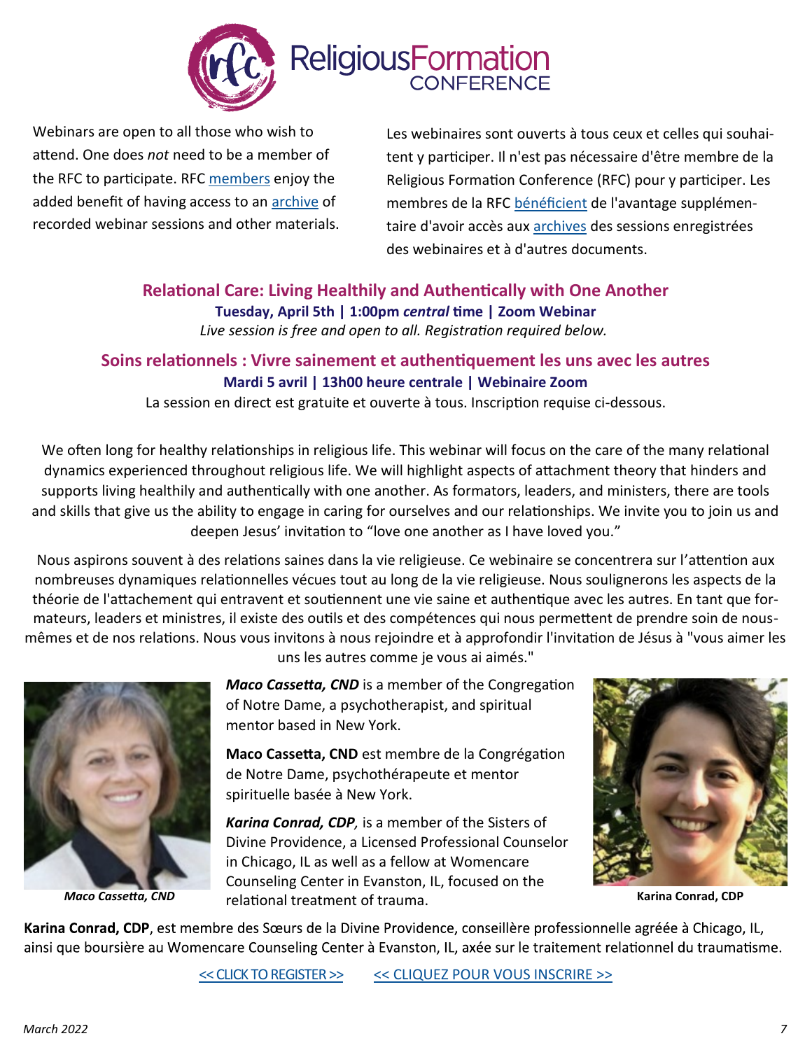# Religious Formation CONFERENCE

Webinars are open to all those who wish to attend. One does *not* need to be a member of the RFC to participate. RFC members enjoy the added benefit of having access to an archive of recorded webinar sessions and other materials.

Les webinaires sont ouverts à tous ceux et celles qui souhaitent y participer. Il n'est pas nécessaire d'être membre de la Religious Formation Conference (RFC) pour y participer. Les membres de la RFC bénéficient de l'avantage supplémentaire d'avoir accès aux archives des sessions enregistrées des webinaires et à d'autres documents.

## Relational Care: Living Healthily and Authentically with One Another

**Tuesday, April 5th | 1:00pm *central* time | Zoom Webinar**

*Live session is free and open to all. Registration required below.*

## Soins relationnels : Vivre sainement et authentiquement les uns avec les autres

**Mardi 5 avril | 13h00 heure centrale | Webinaire Zoom**

La session en direct est gratuite et ouverte à tous. Inscription requise ci-dessous.

We often long for healthy relationships in religious life. This webinar will focus on the care of the many relational dynamics experienced throughout religious life. We will highlight aspects of attachment theory that hinders and supports living healthily and authentically with one another. As formators, leaders, and ministers, there are tools and skills that give us the ability to engage in caring for ourselves and our relationships. We invite you to join us and deepen Jesus' invitation to "love one another as I have loved you."

Nous aspirons souvent à des relations saines dans la vie religieuse. Ce webinaire se concentrera sur l'attention aux nombreuses dynamiques relationnelles vécues tout au long de la vie religieuse. Nous soulignerons les aspects de la théorie de l'attachement qui entravent et soutiennent une vie saine et authentique avec les autres. En tant que formateurs, leaders et ministres, il existe des outils et des compétences qui nous permettent de prendre soin de nous-mêmes et de nos relations. Nous vous invitons à nous rejoindre et à approfondir l'invitation de Jésus à "vous aimer les uns les autres comme je vous ai aimés."

*Maco Cassetta, CND*

***Maco Cassetta, CND*** is a member of the Congregation of Notre Dame, a psychotherapist, and spiritual mentor based in New York.

**Maco Cassetta, CND** est membre de la Congrégation de Notre Dame, psychothérapeute et mentor spirituelle basée à New York.

***Karina Conrad, CDP,*** is a member of the Sisters of Divine Providence, a Licensed Professional Counselor in Chicago, IL as well as a fellow at Womencare Counseling Center in Evanston, IL, focused on the relational treatment of trauma.

**Karina Conrad, CDP**

**Karina Conrad, CDP**, est membre des Sœurs de la Divine Providence, conseillère professionnelle agréée à Chicago, IL, ainsi que boursière au Womencare Counseling Center à Evanston, IL, axée sur le traitement relationnel du traumatisme.

<< CLICK TO REGISTER >>    << CLIQUEZ POUR VOUS INSCRIRE >>

*March 2022*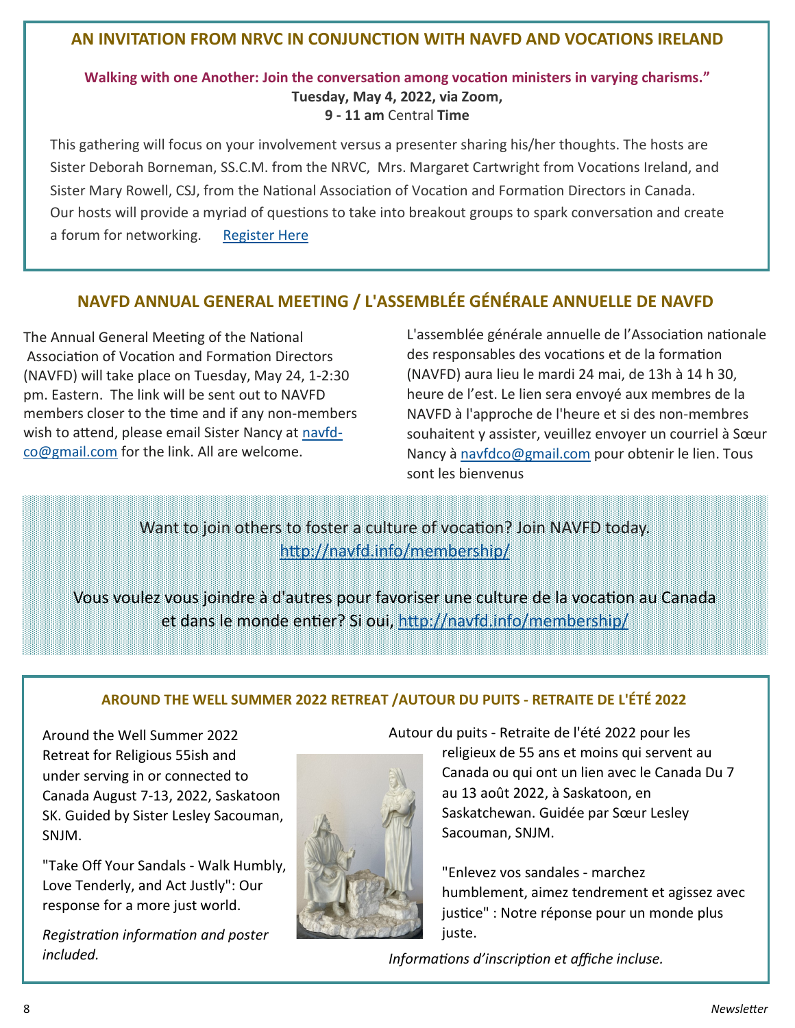## AN INVITATION FROM NRVC IN CONJUNCTION WITH NAVFD AND VOCATIONS IRELAND

**Walking with one Another: Join the conversation among vocation ministers in varying charisms."**
**Tuesday, May 4, 2022, via Zoom,**
**9 - 11 am** Central **Time**

This gathering will focus on your involvement versus a presenter sharing his/her thoughts. The hosts are Sister Deborah Borneman, SS.C.M. from the NRVC, Mrs. Margaret Cartwright from Vocations Ireland, and Sister Mary Rowell, CSJ, from the National Association of Vocation and Formation Directors in Canada. Our hosts will provide a myriad of questions to take into breakout groups to spark conversation and create a forum for networking. Register Here

## NAVFD ANNUAL GENERAL MEETING / L'ASSEMBLÉE GÉNÉRALE ANNUELLE DE NAVFD

The Annual General Meeting of the National Association of Vocation and Formation Directors (NAVFD) will take place on Tuesday, May 24, 1-2:30 pm. Eastern. The link will be sent out to NAVFD members closer to the time and if any non-members wish to attend, please email Sister Nancy at navfd-co@gmail.com for the link. All are welcome.

L'assemblée générale annuelle de l'Association nationale des responsables des vocations et de la formation (NAVFD) aura lieu le mardi 24 mai, de 13h à 14 h 30, heure de l'est. Le lien sera envoyé aux membres de la NAVFD à l'approche de l'heure et si des non-membres souhaitent y assister, veuillez envoyer un courriel à Sœur Nancy à navfdco@gmail.com pour obtenir le lien. Tous sont les bienvenus

Want to join others to foster a culture of vocation? Join NAVFD today. http://navfd.info/membership/

Vous voulez vous joindre à d'autres pour favoriser une culture de la vocation au Canada et dans le monde entier? Si oui, http://navfd.info/membership/

## AROUND THE WELL SUMMER 2022 RETREAT /AUTOUR DU PUITS - RETRAITE DE L'ÉTÉ 2022

Around the Well Summer 2022 Retreat for Religious 55ish and under serving in or connected to Canada August 7-13, 2022, Saskatoon SK. Guided by Sister Lesley Sacouman, SNJM.

"Take Off Your Sandals - Walk Humbly, Love Tenderly, and Act Justly": Our response for a more just world.

*Registration information and poster included.*

Autour du puits - Retraite de l'été 2022 pour les religieux de 55 ans et moins qui servent au Canada ou qui ont un lien avec le Canada Du 7 au 13 août 2022, à Saskatoon, en Saskatchewan. Guidée par Sœur Lesley Sacouman, SNJM.

"Enlevez vos sandales - marchez humblement, aimez tendrement et agissez avec justice" : Notre réponse pour un monde plus juste.

*Informations d'inscription et affiche incluse.*